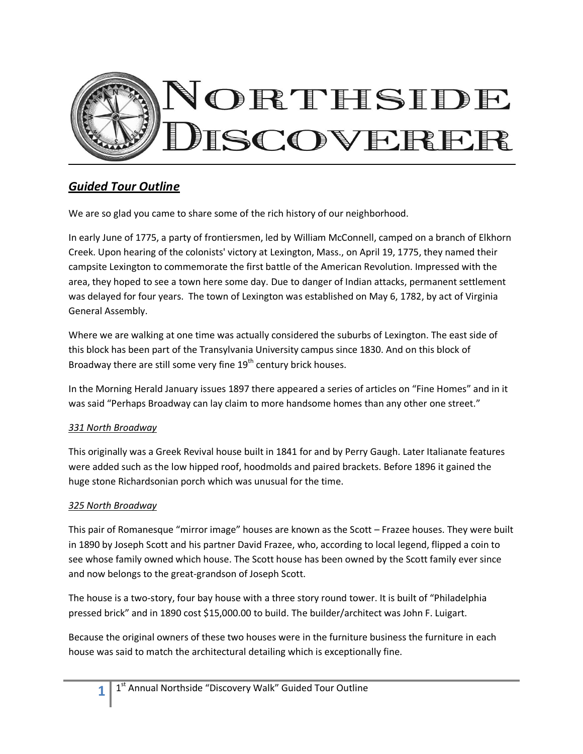# Northside Discoverer

## *Guided Tour Outline*

We are so glad you came to share some of the rich history of our neighborhood.

In early June of 1775, a party of frontiersmen, led by William McConnell, camped on a branch of Elkhorn Creek. Upon hearing of the colonists' victory at Lexington, Mass., on April 19, 1775, they named their campsite Lexington to commemorate the first battle of the American Revolution. Impressed with the area, they hoped to see a town here some day. Due to danger of Indian attacks, permanent settlement was delayed for four years. The town of Lexington was established on May 6, 1782, by act of Virginia General Assembly.

Where we are walking at one time was actually considered the suburbs of Lexington. The east side of this block has been part of the Transylvania University campus since 1830. And on this block of Broadway there are still some very fine 19th century brick houses.

In the Morning Herald January issues 1897 there appeared a series of articles on "Fine Homes" and in it was said "Perhaps Broadway can lay claim to more handsome homes than any other one street."

*331 North Broadway*

This originally was a Greek Revival house built in 1841 for and by Perry Gaugh. Later Italianate features were added such as the low hipped roof, hoodmolds and paired brackets. Before 1896 it gained the huge stone Richardsonian porch which was unusual for the time.

*325 North Broadway*

This pair of Romanesque "mirror image" houses are known as the Scott – Frazee houses. They were built in 1890 by Joseph Scott and his partner David Frazee, who, according to local legend, flipped a coin to see whose family owned which house. The Scott house has been owned by the Scott family ever since and now belongs to the great-grandson of Joseph Scott.

The house is a two-story, four bay house with a three story round tower. It is built of "Philadelphia pressed brick" and in 1890 cost $15,000.00 to build. The builder/architect was John F. Luigart.

Because the original owners of these two houses were in the furniture business the furniture in each house was said to match the architectural detailing which is exceptionally fine.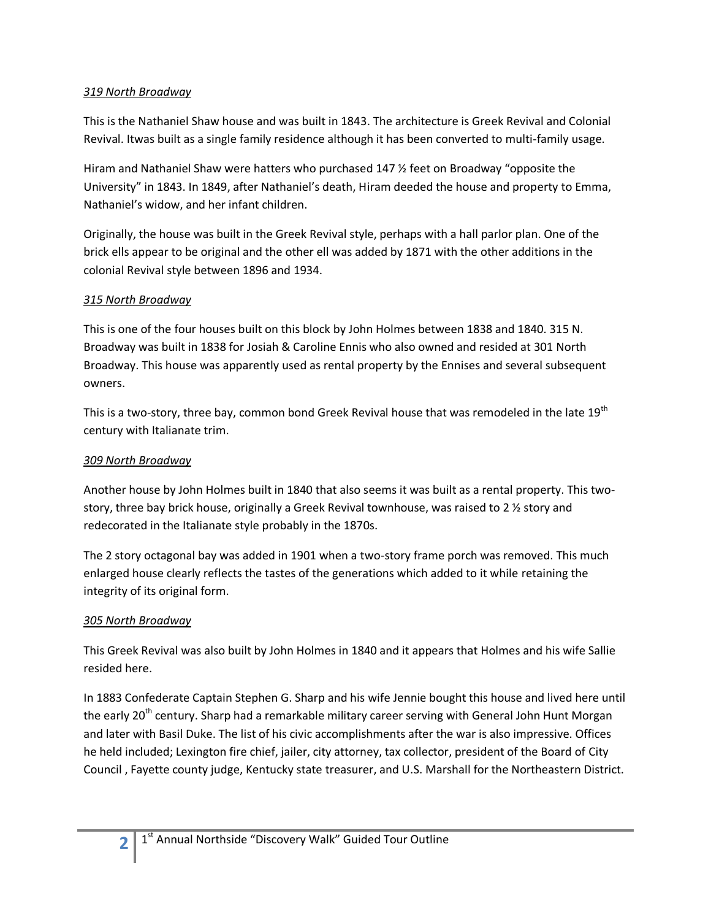*319 North Broadway*

This is the Nathaniel Shaw house and was built in 1843. The architecture is Greek Revival and Colonial Revival. Itwas built as a single family residence although it has been converted to multi-family usage.

Hiram and Nathaniel Shaw were hatters who purchased 147 ½ feet on Broadway "opposite the University" in 1843. In 1849, after Nathaniel's death, Hiram deeded the house and property to Emma, Nathaniel's widow, and her infant children.

Originally, the house was built in the Greek Revival style, perhaps with a hall parlor plan. One of the brick ells appear to be original and the other ell was added by 1871 with the other additions in the colonial Revival style between 1896 and 1934.

*315 North Broadway*

This is one of the four houses built on this block by John Holmes between 1838 and 1840. 315 N. Broadway was built in 1838 for Josiah & Caroline Ennis who also owned and resided at 301 North Broadway. This house was apparently used as rental property by the Ennises and several subsequent owners.

This is a two-story, three bay, common bond Greek Revival house that was remodeled in the late 19th century with Italianate trim.

*309 North Broadway*

Another house by John Holmes built in 1840 that also seems it was built as a rental property. This two-story, three bay brick house, originally a Greek Revival townhouse, was raised to 2 ½ story and redecorated in the Italianate style probably in the 1870s.

The 2 story octagonal bay was added in 1901 when a two-story frame porch was removed. This much enlarged house clearly reflects the tastes of the generations which added to it while retaining the integrity of its original form.

*305 North Broadway*

This Greek Revival was also built by John Holmes in 1840 and it appears that Holmes and his wife Sallie resided here.

In 1883 Confederate Captain Stephen G. Sharp and his wife Jennie bought this house and lived here until the early 20th century. Sharp had a remarkable military career serving with General John Hunt Morgan and later with Basil Duke. The list of his civic accomplishments after the war is also impressive. Offices he held included; Lexington fire chief, jailer, city attorney, tax collector, president of the Board of City Council , Fayette county judge, Kentucky state treasurer, and U.S. Marshall for the Northeastern District.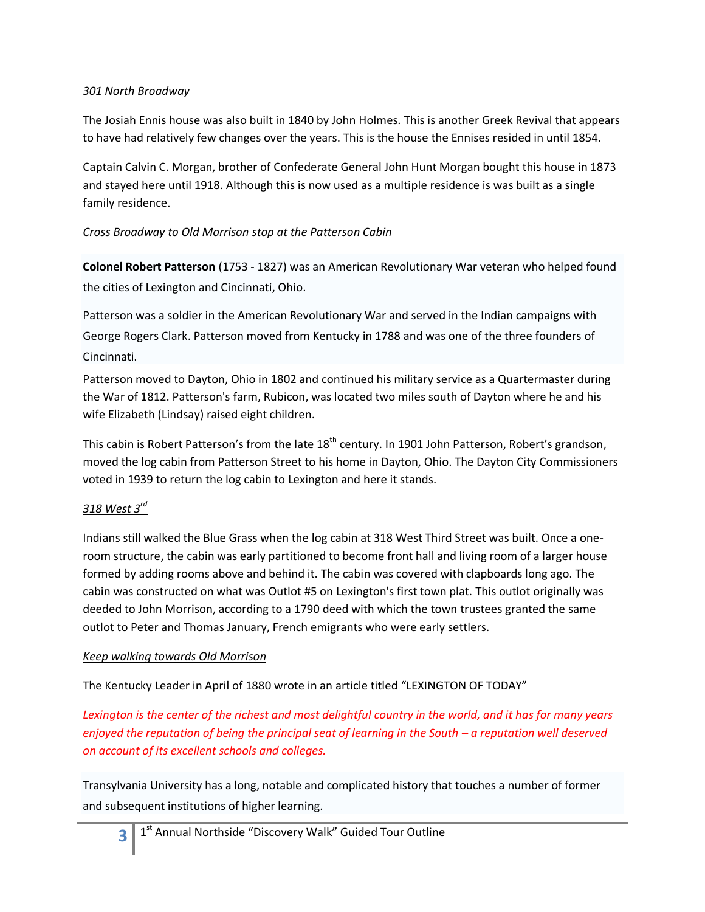*301 North Broadway*

The Josiah Ennis house was also built in 1840 by John Holmes. This is another Greek Revival that appears to have had relatively few changes over the years. This is the house the Ennises resided in until 1854.

Captain Calvin C. Morgan, brother of Confederate General John Hunt Morgan bought this house in 1873 and stayed here until 1918. Although this is now used as a multiple residence is was built as a single family residence.

*Cross Broadway to Old Morrison stop at the Patterson Cabin*

**Colonel Robert Patterson** (1753 - 1827) was an American Revolutionary War veteran who helped found the cities of Lexington and Cincinnati, Ohio.

Patterson was a soldier in the American Revolutionary War and served in the Indian campaigns with George Rogers Clark. Patterson moved from Kentucky in 1788 and was one of the three founders of Cincinnati.

Patterson moved to Dayton, Ohio in 1802 and continued his military service as a Quartermaster during the War of 1812. Patterson's farm, Rubicon, was located two miles south of Dayton where he and his wife Elizabeth (Lindsay) raised eight children.

This cabin is Robert Patterson's from the late 18th century. In 1901 John Patterson, Robert's grandson, moved the log cabin from Patterson Street to his home in Dayton, Ohio. The Dayton City Commissioners voted in 1939 to return the log cabin to Lexington and here it stands.

*318 West 3rd*

Indians still walked the Blue Grass when the log cabin at 318 West Third Street was built. Once a one-room structure, the cabin was early partitioned to become front hall and living room of a larger house formed by adding rooms above and behind it. The cabin was covered with clapboards long ago. The cabin was constructed on what was Outlot #5 on Lexington's first town plat. This outlot originally was deeded to John Morrison, according to a 1790 deed with which the town trustees granted the same outlot to Peter and Thomas January, French emigrants who were early settlers.

*Keep walking towards Old Morrison*

The Kentucky Leader in April of 1880 wrote in an article titled "LEXINGTON OF TODAY"

*Lexington is the center of the richest and most delightful country in the world, and it has for many years enjoyed the reputation of being the principal seat of learning in the South – a reputation well deserved on account of its excellent schools and colleges.*

Transylvania University has a long, notable and complicated history that touches a number of former and subsequent institutions of higher learning.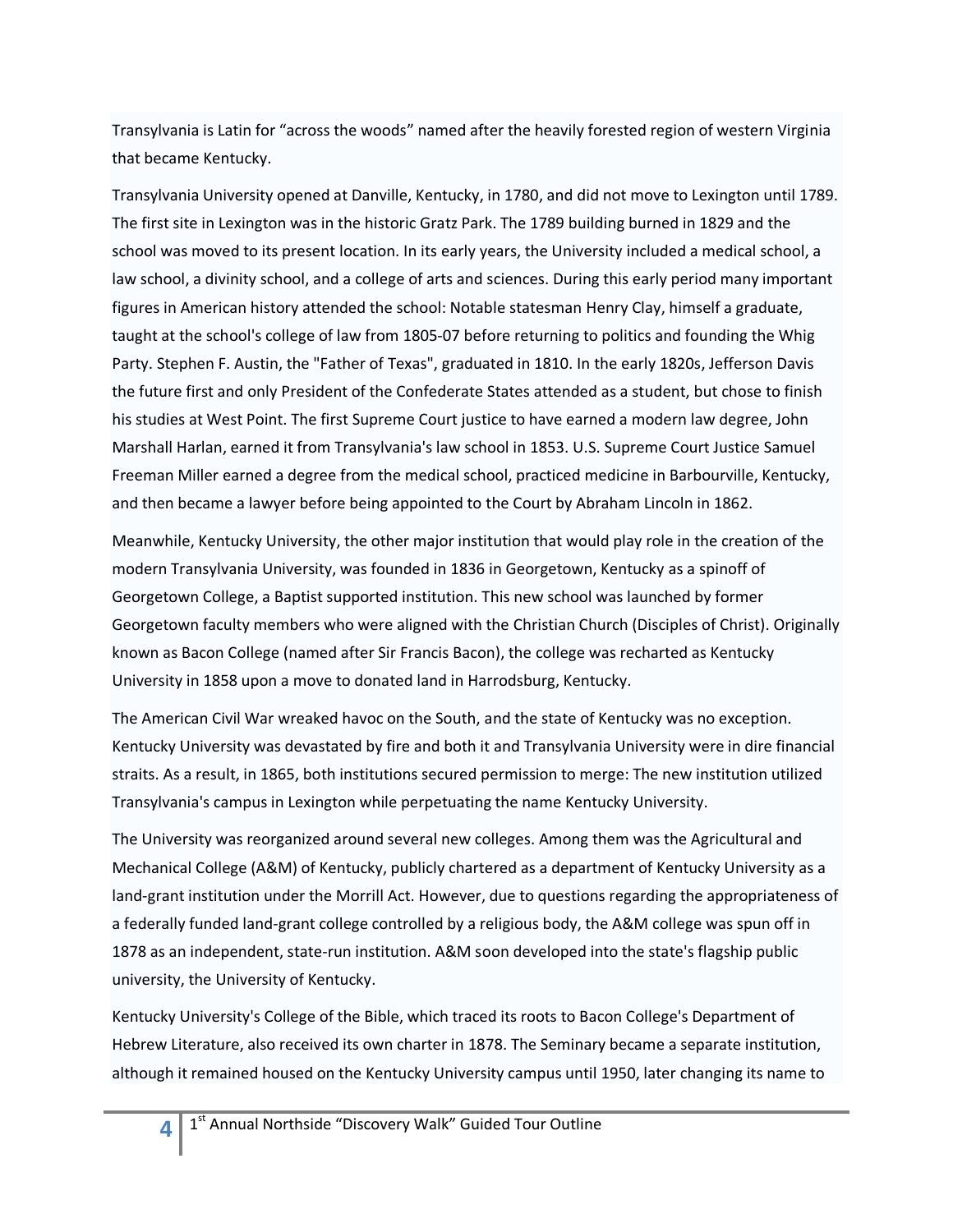Transylvania is Latin for “across the woods” named after the heavily forested region of western Virginia that became Kentucky.

Transylvania University opened at Danville, Kentucky, in 1780, and did not move to Lexington until 1789. The first site in Lexington was in the historic Gratz Park. The 1789 building burned in 1829 and the school was moved to its present location. In its early years, the University included a medical school, a law school, a divinity school, and a college of arts and sciences. During this early period many important figures in American history attended the school: Notable statesman Henry Clay, himself a graduate, taught at the school's college of law from 1805-07 before returning to politics and founding the Whig Party. Stephen F. Austin, the "Father of Texas", graduated in 1810. In the early 1820s, Jefferson Davis the future first and only President of the Confederate States attended as a student, but chose to finish his studies at West Point. The first Supreme Court justice to have earned a modern law degree, John Marshall Harlan, earned it from Transylvania's law school in 1853. U.S. Supreme Court Justice Samuel Freeman Miller earned a degree from the medical school, practiced medicine in Barbourville, Kentucky, and then became a lawyer before being appointed to the Court by Abraham Lincoln in 1862.

Meanwhile, Kentucky University, the other major institution that would play role in the creation of the modern Transylvania University, was founded in 1836 in Georgetown, Kentucky as a spinoff of Georgetown College, a Baptist supported institution. This new school was launched by former Georgetown faculty members who were aligned with the Christian Church (Disciples of Christ). Originally known as Bacon College (named after Sir Francis Bacon), the college was recharted as Kentucky University in 1858 upon a move to donated land in Harrodsburg, Kentucky.

The American Civil War wreaked havoc on the South, and the state of Kentucky was no exception. Kentucky University was devastated by fire and both it and Transylvania University were in dire financial straits. As a result, in 1865, both institutions secured permission to merge: The new institution utilized Transylvania's campus in Lexington while perpetuating the name Kentucky University.

The University was reorganized around several new colleges. Among them was the Agricultural and Mechanical College (A&M) of Kentucky, publicly chartered as a department of Kentucky University as a land-grant institution under the Morrill Act. However, due to questions regarding the appropriateness of a federally funded land-grant college controlled by a religious body, the A&M college was spun off in 1878 as an independent, state-run institution. A&M soon developed into the state's flagship public university, the University of Kentucky.

Kentucky University's College of the Bible, which traced its roots to Bacon College's Department of Hebrew Literature, also received its own charter in 1878. The Seminary became a separate institution, although it remained housed on the Kentucky University campus until 1950, later changing its name to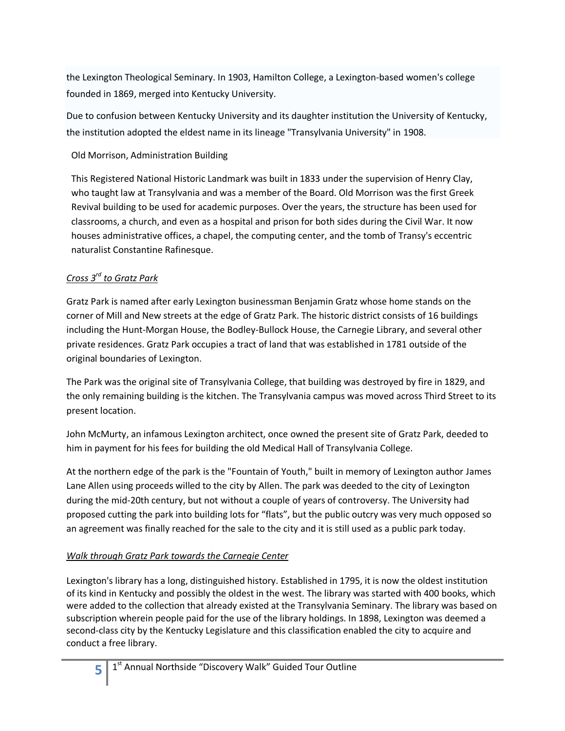the Lexington Theological Seminary. In 1903, Hamilton College, a Lexington-based women's college founded in 1869, merged into Kentucky University.

Due to confusion between Kentucky University and its daughter institution the University of Kentucky, the institution adopted the eldest name in its lineage "Transylvania University" in 1908.

Old Morrison, Administration Building

This Registered National Historic Landmark was built in 1833 under the supervision of Henry Clay, who taught law at Transylvania and was a member of the Board. Old Morrison was the first Greek Revival building to be used for academic purposes. Over the years, the structure has been used for classrooms, a church, and even as a hospital and prison for both sides during the Civil War. It now houses administrative offices, a chapel, the computing center, and the tomb of Transy's eccentric naturalist Constantine Rafinesque.

*Cross 3rd to Gratz Park*

Gratz Park is named after early Lexington businessman Benjamin Gratz whose home stands on the corner of Mill and New streets at the edge of Gratz Park. The historic district consists of 16 buildings including the Hunt-Morgan House, the Bodley-Bullock House, the Carnegie Library, and several other private residences. Gratz Park occupies a tract of land that was established in 1781 outside of the original boundaries of Lexington.

The Park was the original site of Transylvania College, that building was destroyed by fire in 1829, and the only remaining building is the kitchen. The Transylvania campus was moved across Third Street to its present location.

John McMurty, an infamous Lexington architect, once owned the present site of Gratz Park, deeded to him in payment for his fees for building the old Medical Hall of Transylvania College.

At the northern edge of the park is the "Fountain of Youth," built in memory of Lexington author James Lane Allen using proceeds willed to the city by Allen. The park was deeded to the city of Lexington during the mid-20th century, but not without a couple of years of controversy. The University had proposed cutting the park into building lots for "flats", but the public outcry was very much opposed so an agreement was finally reached for the sale to the city and it is still used as a public park today.

*Walk through Gratz Park towards the Carnegie Center*

Lexington's library has a long, distinguished history. Established in 1795, it is now the oldest institution of its kind in Kentucky and possibly the oldest in the west. The library was started with 400 books, which were added to the collection that already existed at the Transylvania Seminary. The library was based on subscription wherein people paid for the use of the library holdings. In 1898, Lexington was deemed a second-class city by the Kentucky Legislature and this classification enabled the city to acquire and conduct a free library.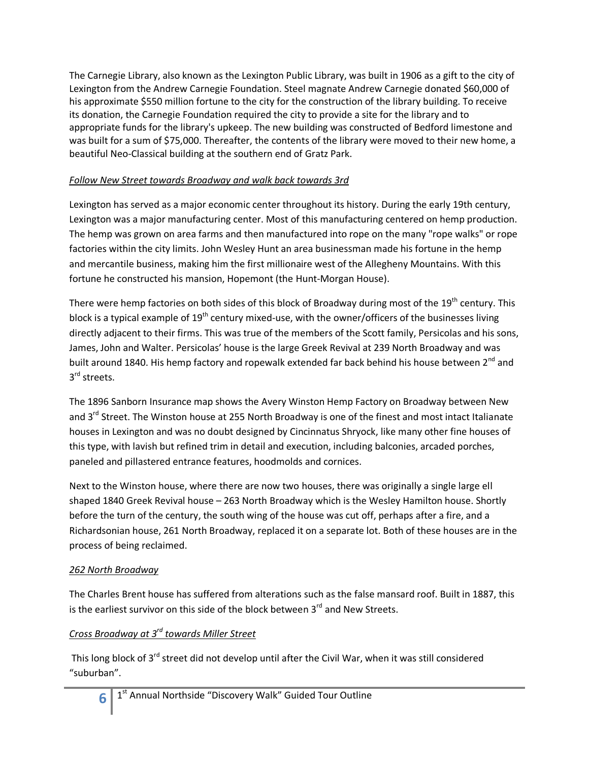The Carnegie Library, also known as the Lexington Public Library, was built in 1906 as a gift to the city of Lexington from the Andrew Carnegie Foundation. Steel magnate Andrew Carnegie donated $60,000 of his approximate $550 million fortune to the city for the construction of the library building. To receive its donation, the Carnegie Foundation required the city to provide a site for the library and to appropriate funds for the library's upkeep. The new building was constructed of Bedford limestone and was built for a sum of $75,000. Thereafter, the contents of the library were moved to their new home, a beautiful Neo-Classical building at the southern end of Gratz Park.

*Follow New Street towards Broadway and walk back towards 3rd*

Lexington has served as a major economic center throughout its history. During the early 19th century, Lexington was a major manufacturing center. Most of this manufacturing centered on hemp production. The hemp was grown on area farms and then manufactured into rope on the many "rope walks" or rope factories within the city limits. John Wesley Hunt an area businessman made his fortune in the hemp and mercantile business, making him the first millionaire west of the Allegheny Mountains. With this fortune he constructed his mansion, Hopemont (the Hunt-Morgan House).

There were hemp factories on both sides of this block of Broadway during most of the 19th century. This block is a typical example of 19th century mixed-use, with the owner/officers of the businesses living directly adjacent to their firms. This was true of the members of the Scott family, Persicolas and his sons, James, John and Walter. Persicolas' house is the large Greek Revival at 239 North Broadway and was built around 1840. His hemp factory and ropewalk extended far back behind his house between 2nd and 3rd streets.

The 1896 Sanborn Insurance map shows the Avery Winston Hemp Factory on Broadway between New and 3rd Street. The Winston house at 255 North Broadway is one of the finest and most intact Italianate houses in Lexington and was no doubt designed by Cincinnatus Shryock, like many other fine houses of this type, with lavish but refined trim in detail and execution, including balconies, arcaded porches, paneled and pillastered entrance features, hoodmolds and cornices.

Next to the Winston house, where there are now two houses, there was originally a single large ell shaped 1840 Greek Revival house – 263 North Broadway which is the Wesley Hamilton house. Shortly before the turn of the century, the south wing of the house was cut off, perhaps after a fire, and a Richardsonian house, 261 North Broadway, replaced it on a separate lot. Both of these houses are in the process of being reclaimed.

*262 North Broadway*

The Charles Brent house has suffered from alterations such as the false mansard roof. Built in 1887, this is the earliest survivor on this side of the block between 3rd and New Streets.

*Cross Broadway at 3rd towards Miller Street*

This long block of 3rd street did not develop until after the Civil War, when it was still considered "suburban".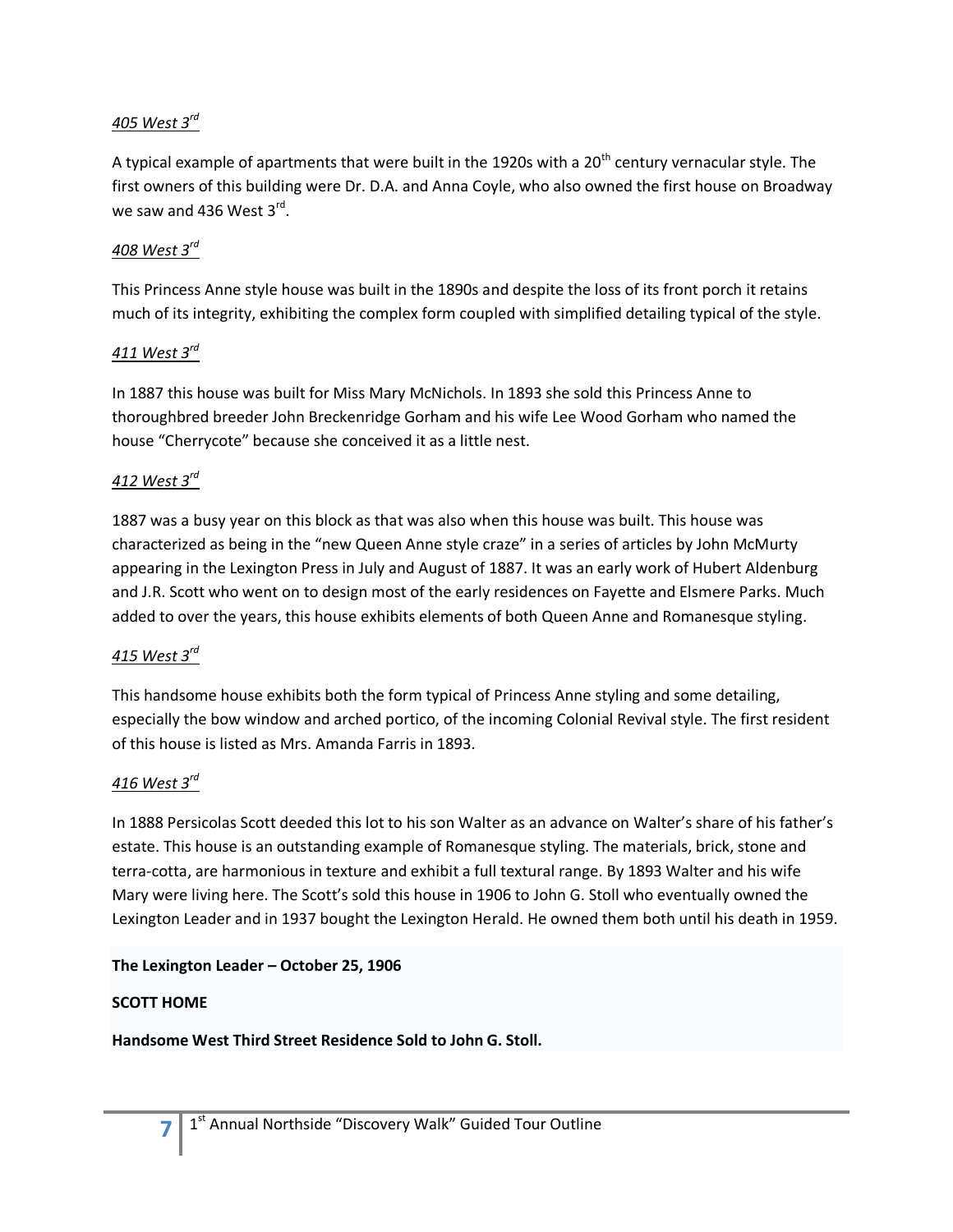*<u>405 West 3rd</u>*

A typical example of apartments that were built in the 1920s with a 20th century vernacular style. The first owners of this building were Dr. D.A. and Anna Coyle, who also owned the first house on Broadway we saw and 436 West 3rd.

*<u>408 West 3rd</u>*

This Princess Anne style house was built in the 1890s and despite the loss of its front porch it retains much of its integrity, exhibiting the complex form coupled with simplified detailing typical of the style.

*<u>411 West 3rd</u>*

In 1887 this house was built for Miss Mary McNichols. In 1893 she sold this Princess Anne to thoroughbred breeder John Breckenridge Gorham and his wife Lee Wood Gorham who named the house "Cherrycote" because she conceived it as a little nest.

*<u>412 West 3rd</u>*

1887 was a busy year on this block as that was also when this house was built. This house was characterized as being in the "new Queen Anne style craze" in a series of articles by John McMurty appearing in the Lexington Press in July and August of 1887. It was an early work of Hubert Aldenburg and J.R. Scott who went on to design most of the early residences on Fayette and Elsmere Parks. Much added to over the years, this house exhibits elements of both Queen Anne and Romanesque styling.

*<u>415 West 3rd</u>*

This handsome house exhibits both the form typical of Princess Anne styling and some detailing, especially the bow window and arched portico, of the incoming Colonial Revival style. The first resident of this house is listed as Mrs. Amanda Farris in 1893.

*<u>416 West 3rd</u>*

In 1888 Persicolas Scott deeded this lot to his son Walter as an advance on Walter's share of his father's estate. This house is an outstanding example of Romanesque styling. The materials, brick, stone and terra-cotta, are harmonious in texture and exhibit a full textural range. By 1893 Walter and his wife Mary were living here. The Scott's sold this house in 1906 to John G. Stoll who eventually owned the Lexington Leader and in 1937 bought the Lexington Herald. He owned them both until his death in 1959.

**The Lexington Leader – October 25, 1906**

**SCOTT HOME**

**Handsome West Third Street Residence Sold to John G. Stoll.**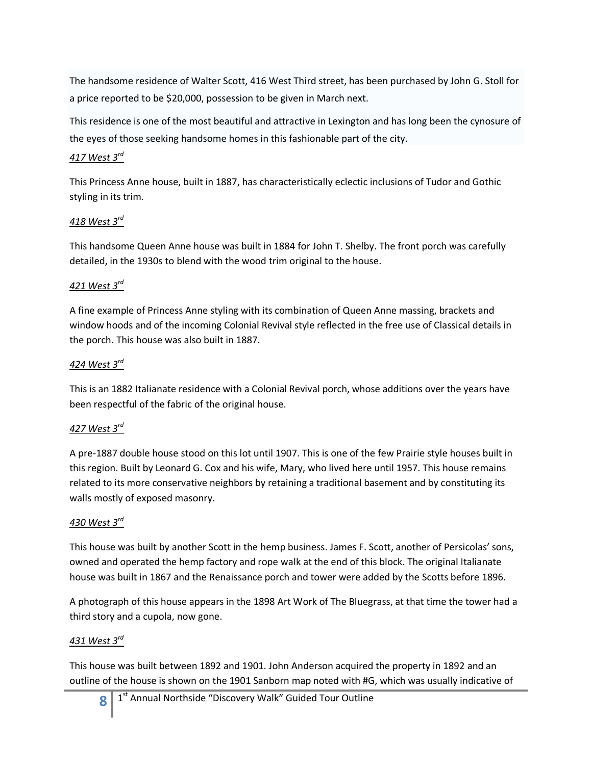The handsome residence of Walter Scott, 416 West Third street, has been purchased by John G. Stoll for a price reported to be $20,000, possession to be given in March next.

This residence is one of the most beautiful and attractive in Lexington and has long been the cynosure of the eyes of those seeking handsome homes in this fashionable part of the city.

*417 West 3rd*

This Princess Anne house, built in 1887, has characteristically eclectic inclusions of Tudor and Gothic styling in its trim.

*418 West 3rd*

This handsome Queen Anne house was built in 1884 for John T. Shelby. The front porch was carefully detailed, in the 1930s to blend with the wood trim original to the house.

*421 West 3rd*

A fine example of Princess Anne styling with its combination of Queen Anne massing, brackets and window hoods and of the incoming Colonial Revival style reflected in the free use of Classical details in the porch. This house was also built in 1887.

*424 West 3rd*

This is an 1882 Italianate residence with a Colonial Revival porch, whose additions over the years have been respectful of the fabric of the original house.

*427 West 3rd*

A pre-1887 double house stood on this lot until 1907. This is one of the few Prairie style houses built in this region. Built by Leonard G. Cox and his wife, Mary, who lived here until 1957. This house remains related to its more conservative neighbors by retaining a traditional basement and by constituting its walls mostly of exposed masonry.

*430 West 3rd*

This house was built by another Scott in the hemp business. James F. Scott, another of Persicolas' sons, owned and operated the hemp factory and rope walk at the end of this block. The original Italianate house was built in 1867 and the Renaissance porch and tower were added by the Scotts before 1896.

A photograph of this house appears in the 1898 Art Work of The Bluegrass, at that time the tower had a third story and a cupola, now gone.

*431 West 3rd*

This house was built between 1892 and 1901. John Anderson acquired the property in 1892 and an outline of the house is shown on the 1901 Sanborn map noted with #G, which was usually indicative of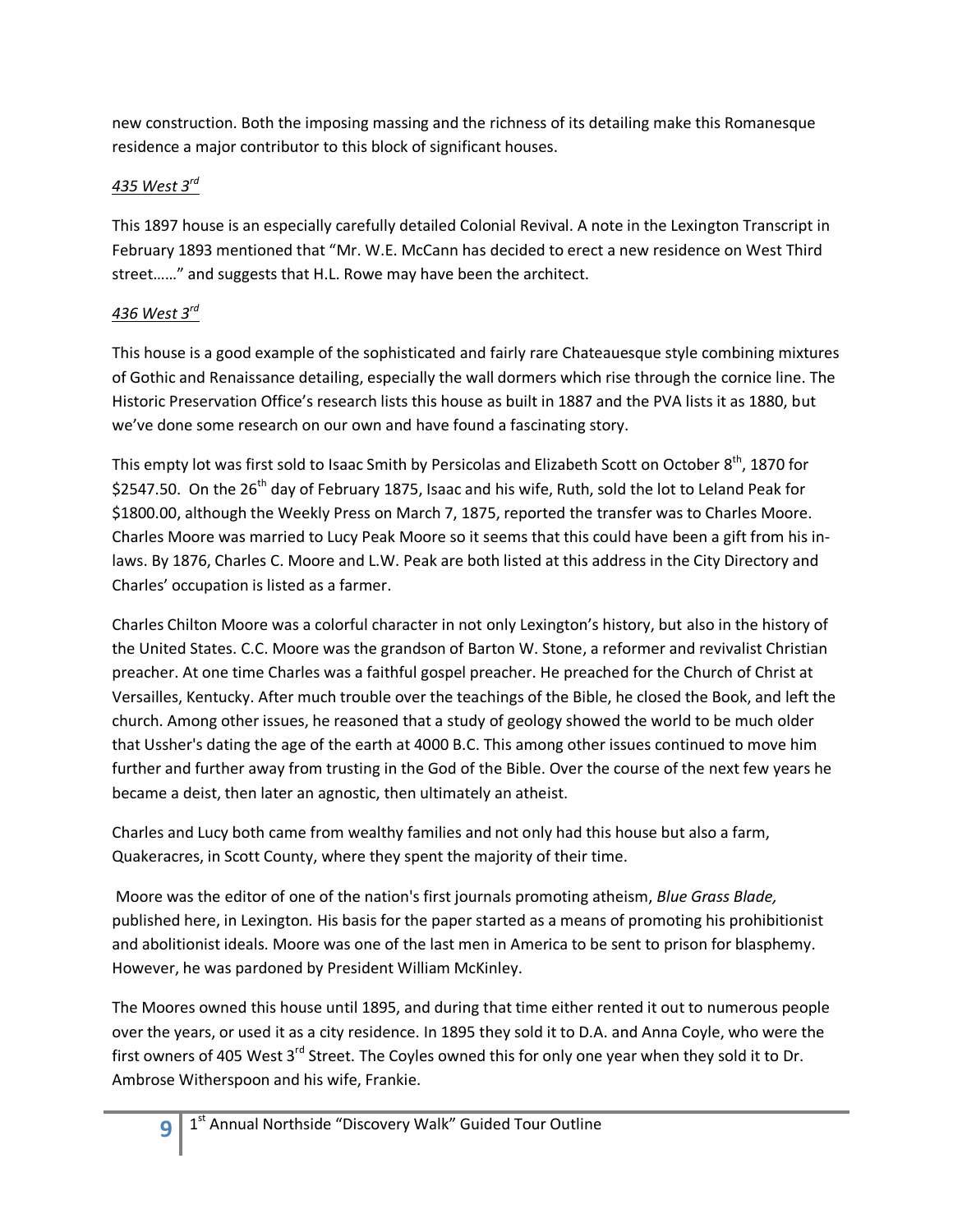new construction. Both the imposing massing and the richness of its detailing make this Romanesque residence a major contributor to this block of significant houses.

### *435 West 3rd*

This 1897 house is an especially carefully detailed Colonial Revival. A note in the Lexington Transcript in February 1893 mentioned that "Mr. W.E. McCann has decided to erect a new residence on West Third street……" and suggests that H.L. Rowe may have been the architect.

### *436 West 3rd*

This house is a good example of the sophisticated and fairly rare Chateauesque style combining mixtures of Gothic and Renaissance detailing, especially the wall dormers which rise through the cornice line. The Historic Preservation Office's research lists this house as built in 1887 and the PVA lists it as 1880, but we've done some research on our own and have found a fascinating story.

This empty lot was first sold to Isaac Smith by Persicolas and Elizabeth Scott on October 8th, 1870 for $2547.50. On the 26th day of February 1875, Isaac and his wife, Ruth, sold the lot to Leland Peak for $1800.00, although the Weekly Press on March 7, 1875, reported the transfer was to Charles Moore. Charles Moore was married to Lucy Peak Moore so it seems that this could have been a gift from his in-laws. By 1876, Charles C. Moore and L.W. Peak are both listed at this address in the City Directory and Charles' occupation is listed as a farmer.

Charles Chilton Moore was a colorful character in not only Lexington's history, but also in the history of the United States. C.C. Moore was the grandson of Barton W. Stone, a reformer and revivalist Christian preacher. At one time Charles was a faithful gospel preacher. He preached for the Church of Christ at Versailles, Kentucky. After much trouble over the teachings of the Bible, he closed the Book, and left the church. Among other issues, he reasoned that a study of geology showed the world to be much older that Ussher's dating the age of the earth at 4000 B.C. This among other issues continued to move him further and further away from trusting in the God of the Bible. Over the course of the next few years he became a deist, then later an agnostic, then ultimately an atheist.

Charles and Lucy both came from wealthy families and not only had this house but also a farm, Quakeracres, in Scott County, where they spent the majority of their time.

Moore was the editor of one of the nation's first journals promoting atheism, *Blue Grass Blade,* published here, in Lexington. His basis for the paper started as a means of promoting his prohibitionist and abolitionist ideals. Moore was one of the last men in America to be sent to prison for blasphemy. However, he was pardoned by President William McKinley.

The Moores owned this house until 1895, and during that time either rented it out to numerous people over the years, or used it as a city residence. In 1895 they sold it to D.A. and Anna Coyle, who were the first owners of 405 West 3rd Street. The Coyles owned this for only one year when they sold it to Dr. Ambrose Witherspoon and his wife, Frankie.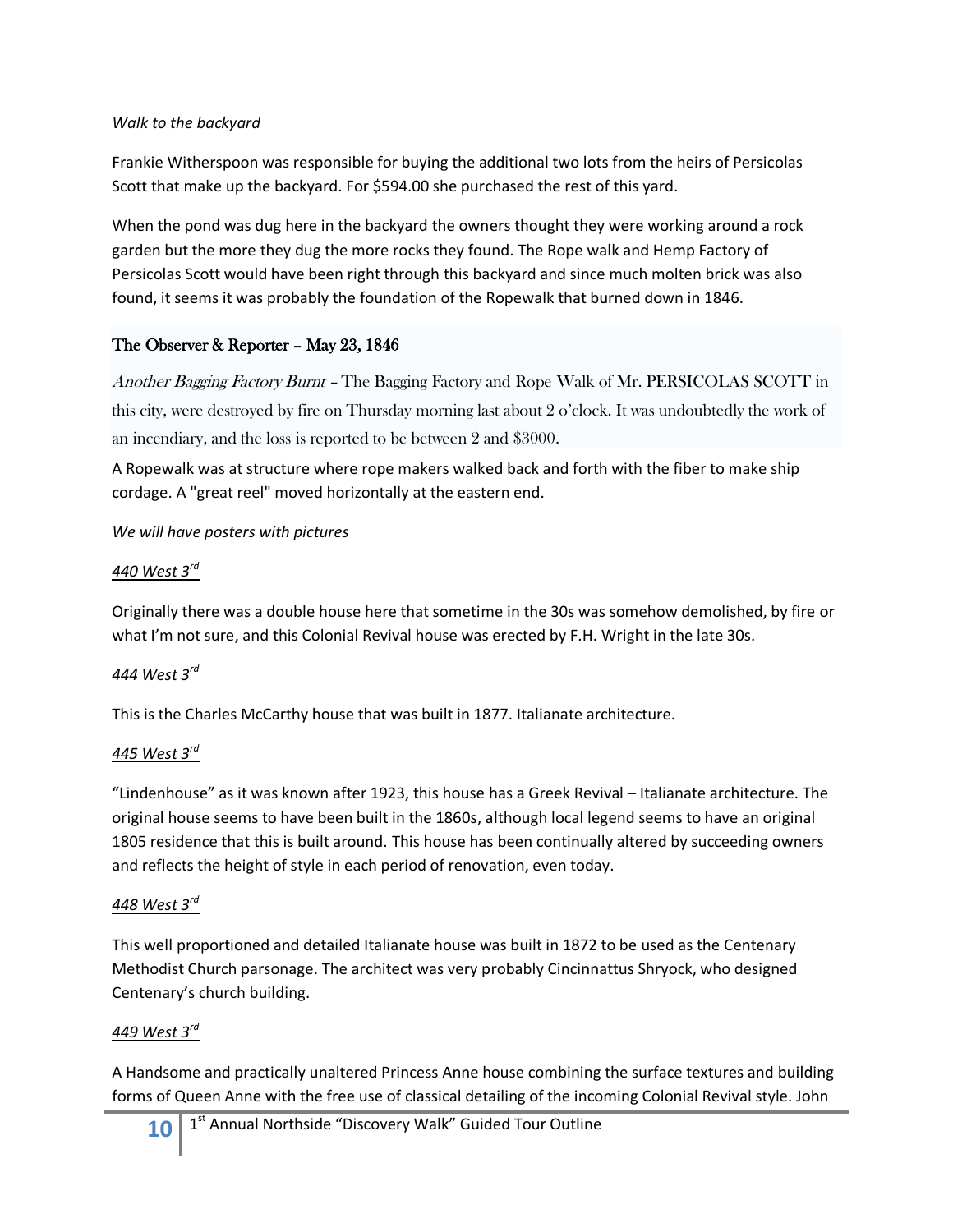*Walk to the backyard*

Frankie Witherspoon was responsible for buying the additional two lots from the heirs of Persicolas Scott that make up the backyard. For $594.00 she purchased the rest of this yard.

When the pond was dug here in the backyard the owners thought they were working around a rock garden but the more they dug the more rocks they found. The Rope walk and Hemp Factory of Persicolas Scott would have been right through this backyard and since much molten brick was also found, it seems it was probably the foundation of the Ropewalk that burned down in 1846.

The Observer & Reporter – May 23, 1846

*Another Bagging Factory Burnt* – The Bagging Factory and Rope Walk of Mr. PERSICOLAS SCOTT in this city, were destroyed by fire on Thursday morning last about 2 o'clock. It was undoubtedly the work of an incendiary, and the loss is reported to be between 2 and $3000.

A Ropewalk was at structure where rope makers walked back and forth with the fiber to make ship cordage. A "great reel" moved horizontally at the eastern end.

*We will have posters with pictures*

*440 West 3rd*

Originally there was a double house here that sometime in the 30s was somehow demolished, by fire or what I'm not sure, and this Colonial Revival house was erected by F.H. Wright in the late 30s.

*444 West 3rd*

This is the Charles McCarthy house that was built in 1877. Italianate architecture.

*445 West 3rd*

"Lindenhouse" as it was known after 1923, this house has a Greek Revival – Italianate architecture. The original house seems to have been built in the 1860s, although local legend seems to have an original 1805 residence that this is built around. This house has been continually altered by succeeding owners and reflects the height of style in each period of renovation, even today.

*448 West 3rd*

This well proportioned and detailed Italianate house was built in 1872 to be used as the Centenary Methodist Church parsonage. The architect was very probably Cincinnattus Shryock, who designed Centenary's church building.

*449 West 3rd*

A Handsome and practically unaltered Princess Anne house combining the surface textures and building forms of Queen Anne with the free use of classical detailing of the incoming Colonial Revival style. John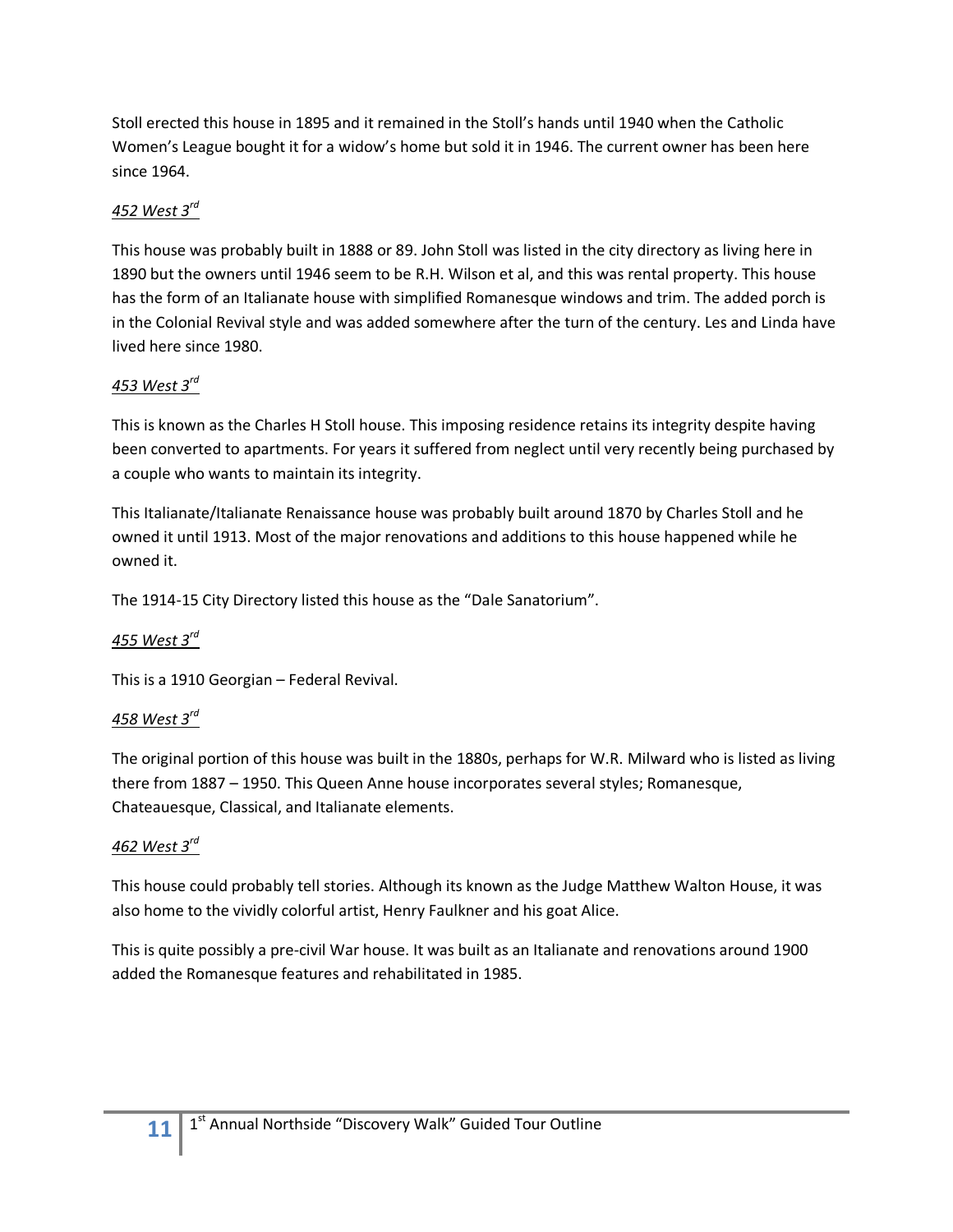Stoll erected this house in 1895 and it remained in the Stoll's hands until 1940 when the Catholic Women's League bought it for a widow's home but sold it in 1946. The current owner has been here since 1964.

### *452 West 3rd*

This house was probably built in 1888 or 89. John Stoll was listed in the city directory as living here in 1890 but the owners until 1946 seem to be R.H. Wilson et al, and this was rental property. This house has the form of an Italianate house with simplified Romanesque windows and trim. The added porch is in the Colonial Revival style and was added somewhere after the turn of the century. Les and Linda have lived here since 1980.

### *453 West 3rd*

This is known as the Charles H Stoll house. This imposing residence retains its integrity despite having been converted to apartments. For years it suffered from neglect until very recently being purchased by a couple who wants to maintain its integrity.

This Italianate/Italianate Renaissance house was probably built around 1870 by Charles Stoll and he owned it until 1913. Most of the major renovations and additions to this house happened while he owned it.

The 1914-15 City Directory listed this house as the "Dale Sanatorium".

### *455 West 3rd*

This is a 1910 Georgian – Federal Revival.

### *458 West 3rd*

The original portion of this house was built in the 1880s, perhaps for W.R. Milward who is listed as living there from 1887 – 1950. This Queen Anne house incorporates several styles; Romanesque, Chateauesque, Classical, and Italianate elements.

### *462 West 3rd*

This house could probably tell stories. Although its known as the Judge Matthew Walton House, it was also home to the vividly colorful artist, Henry Faulkner and his goat Alice.

This is quite possibly a pre-civil War house. It was built as an Italianate and renovations around 1900 added the Romanesque features and rehabilitated in 1985.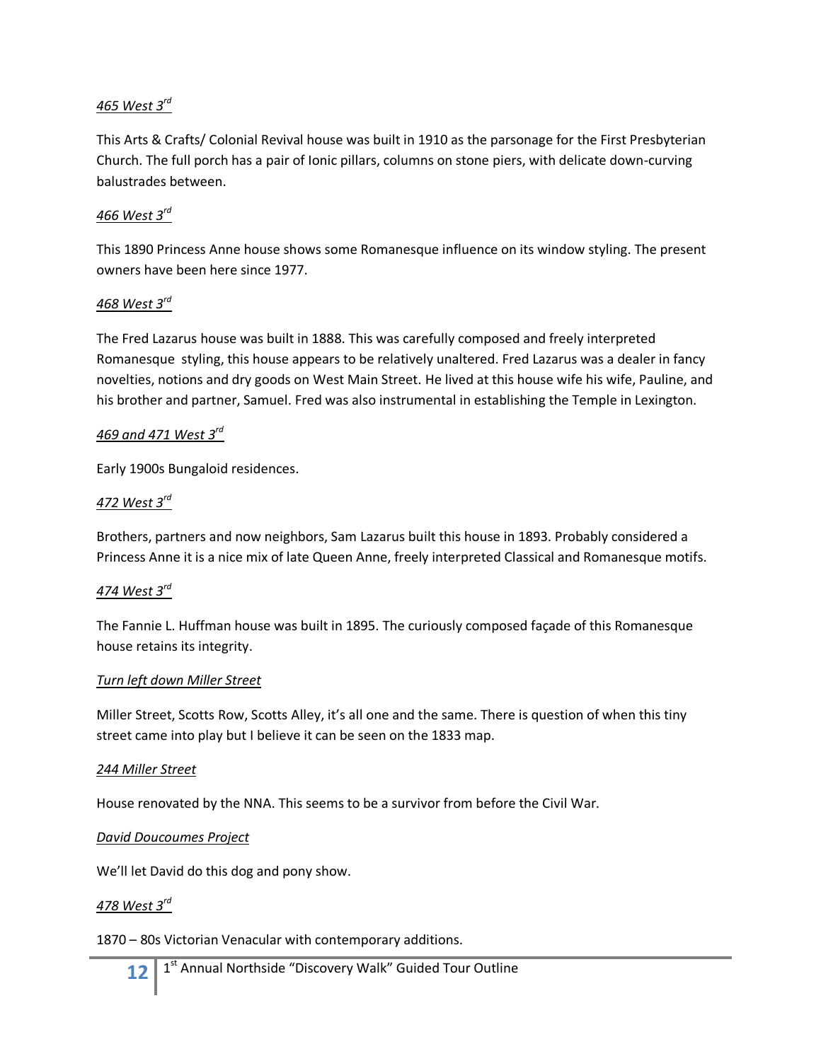*465 West 3rd*

This Arts & Crafts/ Colonial Revival house was built in 1910 as the parsonage for the First Presbyterian Church. The full porch has a pair of Ionic pillars, columns on stone piers, with delicate down-curving balustrades between.

*466 West 3rd*

This 1890 Princess Anne house shows some Romanesque influence on its window styling. The present owners have been here since 1977.

*468 West 3rd*

The Fred Lazarus house was built in 1888. This was carefully composed and freely interpreted Romanesque  styling, this house appears to be relatively unaltered. Fred Lazarus was a dealer in fancy novelties, notions and dry goods on West Main Street. He lived at this house wife his wife, Pauline, and his brother and partner, Samuel. Fred was also instrumental in establishing the Temple in Lexington.

*469 and 471 West 3rd*

Early 1900s Bungaloid residences.

*472 West 3rd*

Brothers, partners and now neighbors, Sam Lazarus built this house in 1893. Probably considered a Princess Anne it is a nice mix of late Queen Anne, freely interpreted Classical and Romanesque motifs.

*474 West 3rd*

The Fannie L. Huffman house was built in 1895. The curiously composed façade of this Romanesque house retains its integrity.

*Turn left down Miller Street*

Miller Street, Scotts Row, Scotts Alley, it's all one and the same. There is question of when this tiny street came into play but I believe it can be seen on the 1833 map.

*244 Miller Street*

House renovated by the NNA. This seems to be a survivor from before the Civil War.

*David Doucoumes Project*

We'll let David do this dog and pony show.

*478 West 3rd*

1870 – 80s Victorian Venacular with contemporary additions.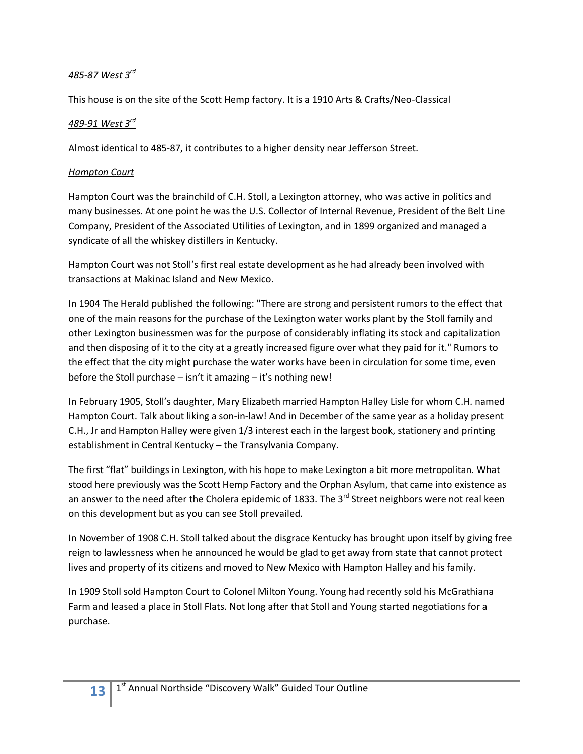*485-87 West 3rd*

This house is on the site of the Scott Hemp factory. It is a 1910 Arts & Crafts/Neo-Classical

*489-91 West 3rd*

Almost identical to 485-87, it contributes to a higher density near Jefferson Street.

*Hampton Court*

Hampton Court was the brainchild of C.H. Stoll, a Lexington attorney, who was active in politics and many businesses. At one point he was the U.S. Collector of Internal Revenue, President of the Belt Line Company, President of the Associated Utilities of Lexington, and in 1899 organized and managed a syndicate of all the whiskey distillers in Kentucky.

Hampton Court was not Stoll's first real estate development as he had already been involved with transactions at Makinac Island and New Mexico.

In 1904 The Herald published the following: "There are strong and persistent rumors to the effect that one of the main reasons for the purchase of the Lexington water works plant by the Stoll family and other Lexington businessmen was for the purpose of considerably inflating its stock and capitalization and then disposing of it to the city at a greatly increased figure over what they paid for it." Rumors to the effect that the city might purchase the water works have been in circulation for some time, even before the Stoll purchase – isn't it amazing – it's nothing new!

In February 1905, Stoll's daughter, Mary Elizabeth married Hampton Halley Lisle for whom C.H. named Hampton Court. Talk about liking a son-in-law! And in December of the same year as a holiday present C.H., Jr and Hampton Halley were given 1/3 interest each in the largest book, stationery and printing establishment in Central Kentucky – the Transylvania Company.

The first "flat" buildings in Lexington, with his hope to make Lexington a bit more metropolitan. What stood here previously was the Scott Hemp Factory and the Orphan Asylum, that came into existence as an answer to the need after the Cholera epidemic of 1833. The 3rd Street neighbors were not real keen on this development but as you can see Stoll prevailed.

In November of 1908 C.H. Stoll talked about the disgrace Kentucky has brought upon itself by giving free reign to lawlessness when he announced he would be glad to get away from state that cannot protect lives and property of its citizens and moved to New Mexico with Hampton Halley and his family.

In 1909 Stoll sold Hampton Court to Colonel Milton Young. Young had recently sold his McGrathiana Farm and leased a place in Stoll Flats. Not long after that Stoll and Young started negotiations for a purchase.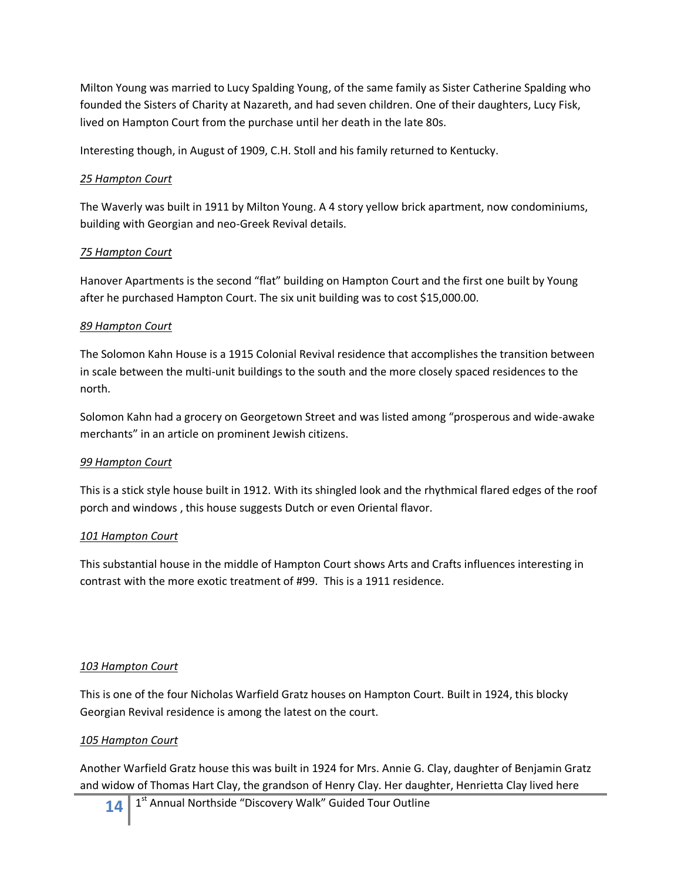Milton Young was married to Lucy Spalding Young, of the same family as Sister Catherine Spalding who founded the Sisters of Charity at Nazareth, and had seven children. One of their daughters, Lucy Fisk, lived on Hampton Court from the purchase until her death in the late 80s.

Interesting though, in August of 1909, C.H. Stoll and his family returned to Kentucky.

*25 Hampton Court*

The Waverly was built in 1911 by Milton Young. A 4 story yellow brick apartment, now condominiums, building with Georgian and neo-Greek Revival details.

*75 Hampton Court*

Hanover Apartments is the second "flat" building on Hampton Court and the first one built by Young after he purchased Hampton Court. The six unit building was to cost $15,000.00.

*89 Hampton Court*

The Solomon Kahn House is a 1915 Colonial Revival residence that accomplishes the transition between in scale between the multi-unit buildings to the south and the more closely spaced residences to the north.

Solomon Kahn had a grocery on Georgetown Street and was listed among "prosperous and wide-awake merchants" in an article on prominent Jewish citizens.

*99 Hampton Court*

This is a stick style house built in 1912. With its shingled look and the rhythmical flared edges of the roof porch and windows , this house suggests Dutch or even Oriental flavor.

*101 Hampton Court*

This substantial house in the middle of Hampton Court shows Arts and Crafts influences interesting in contrast with the more exotic treatment of #99. This is a 1911 residence.

*103 Hampton Court*

This is one of the four Nicholas Warfield Gratz houses on Hampton Court. Built in 1924, this blocky Georgian Revival residence is among the latest on the court.

*105 Hampton Court*

Another Warfield Gratz house this was built in 1924 for Mrs. Annie G. Clay, daughter of Benjamin Gratz and widow of Thomas Hart Clay, the grandson of Henry Clay. Her daughter, Henrietta Clay lived here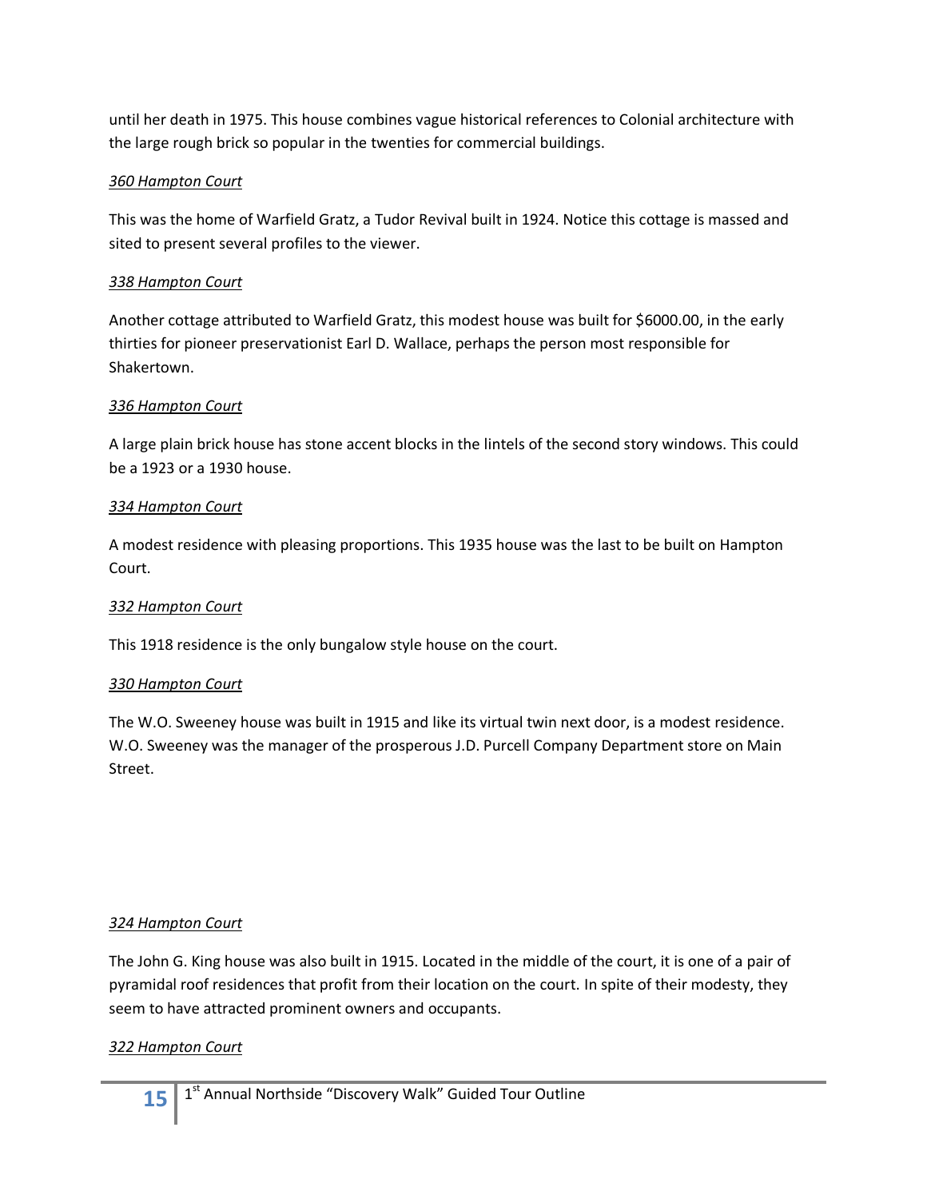until her death in 1975. This house combines vague historical references to Colonial architecture with the large rough brick so popular in the twenties for commercial buildings.

*360 Hampton Court*

This was the home of Warfield Gratz, a Tudor Revival built in 1924. Notice this cottage is massed and sited to present several profiles to the viewer.

*338 Hampton Court*

Another cottage attributed to Warfield Gratz, this modest house was built for $6000.00, in the early thirties for pioneer preservationist Earl D. Wallace, perhaps the person most responsible for Shakertown.

*336 Hampton Court*

A large plain brick house has stone accent blocks in the lintels of the second story windows. This could be a 1923 or a 1930 house.

*334 Hampton Court*

A modest residence with pleasing proportions. This 1935 house was the last to be built on Hampton Court.

*332 Hampton Court*

This 1918 residence is the only bungalow style house on the court.

*330 Hampton Court*

The W.O. Sweeney house was built in 1915 and like its virtual twin next door, is a modest residence. W.O. Sweeney was the manager of the prosperous J.D. Purcell Company Department store on Main Street.

*324 Hampton Court*

The John G. King house was also built in 1915. Located in the middle of the court, it is one of a pair of pyramidal roof residences that profit from their location on the court. In spite of their modesty, they seem to have attracted prominent owners and occupants.

*322 Hampton Court*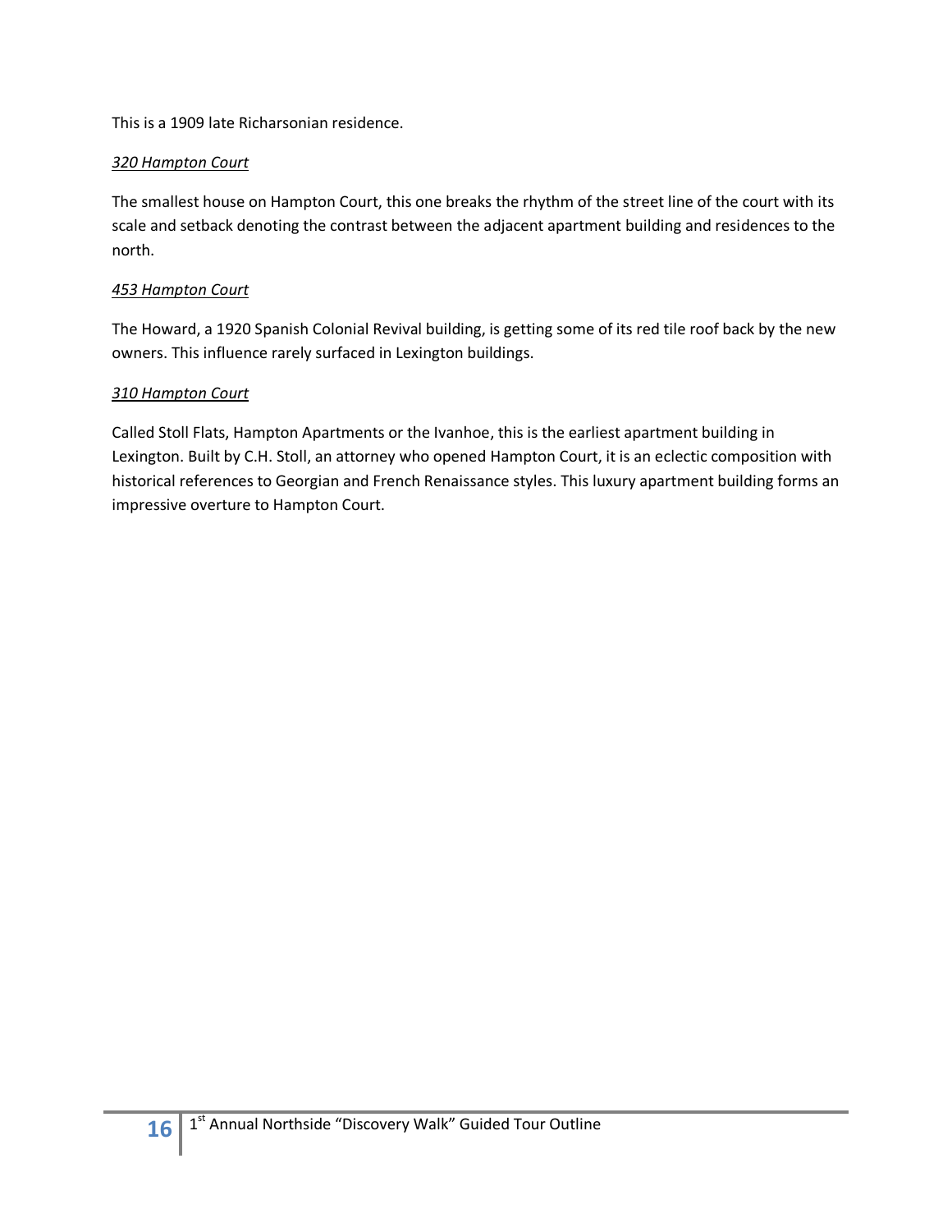This is a 1909 late Richarsonian residence.

*320 Hampton Court*

The smallest house on Hampton Court, this one breaks the rhythm of the street line of the court with its scale and setback denoting the contrast between the adjacent apartment building and residences to the north.

*453 Hampton Court*

The Howard, a 1920 Spanish Colonial Revival building, is getting some of its red tile roof back by the new owners. This influence rarely surfaced in Lexington buildings.

*310 Hampton Court*

Called Stoll Flats, Hampton Apartments or the Ivanhoe, this is the earliest apartment building in Lexington. Built by C.H. Stoll, an attorney who opened Hampton Court, it is an eclectic composition with historical references to Georgian and French Renaissance styles. This luxury apartment building forms an impressive overture to Hampton Court.